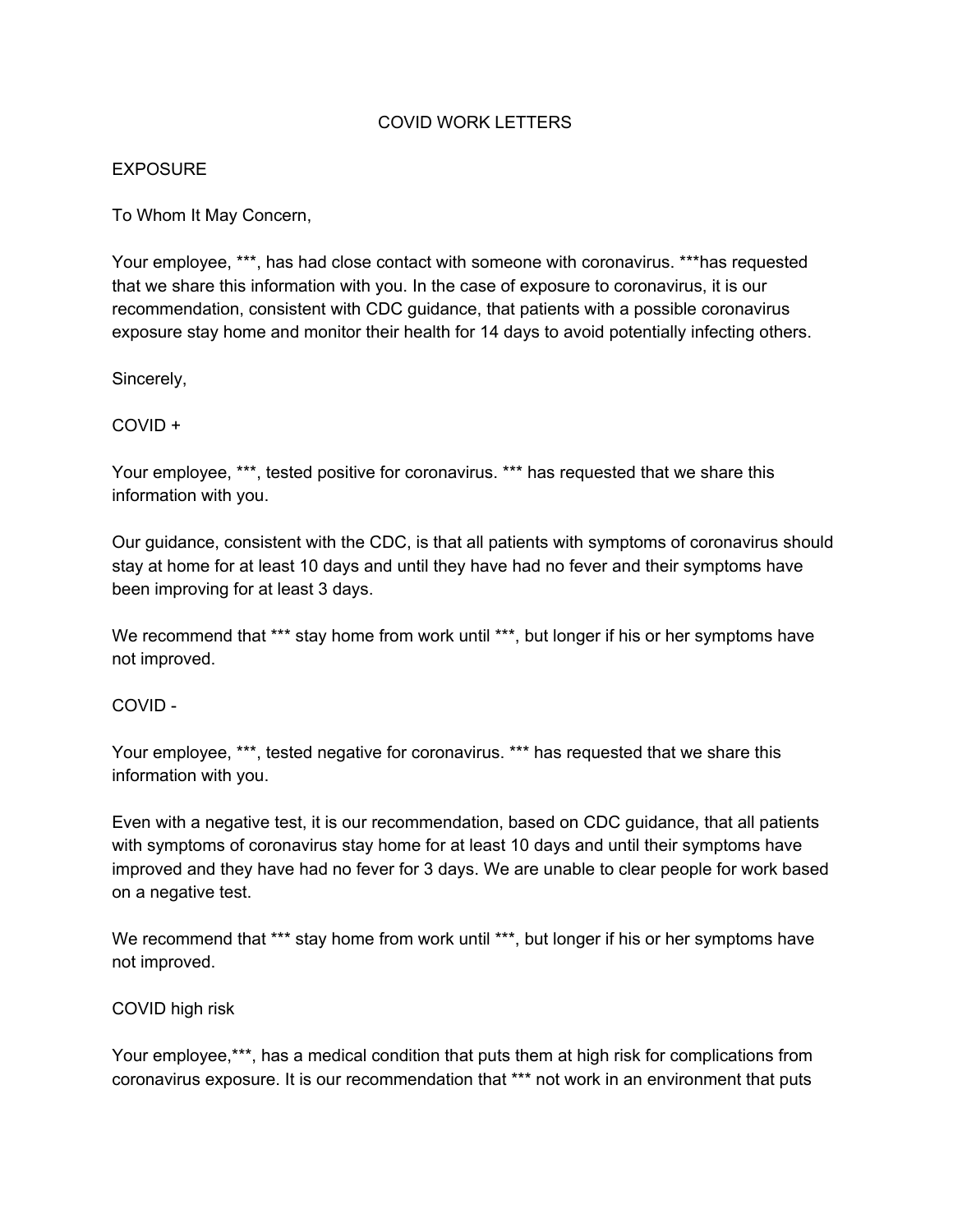# COVID WORK LETTERS

## EXPOSURE

To Whom It May Concern,

Your employee, ***, has had close contact with someone with coronavirus. ***has requested that we share this information with you. In the case of exposure to coronavirus, it is our recommendation, consistent with CDC guidance, that patients with a possible coronavirus exposure stay home and monitor their health for 14 days to avoid potentially infecting others.

Sincerely,

## COVID +

Your employee, ***, tested positive for coronavirus. *** has requested that we share this information with you.

Our guidance, consistent with the CDC, is that all patients with symptoms of coronavirus should stay at home for at least 10 days and until they have had no fever and their symptoms have been improving for at least 3 days.

We recommend that *** stay home from work until ***, but longer if his or her symptoms have not improved.

## COVID -

Your employee, ***, tested negative for coronavirus. *** has requested that we share this information with you.

Even with a negative test, it is our recommendation, based on CDC guidance, that all patients with symptoms of coronavirus stay home for at least 10 days and until their symptoms have improved and they have had no fever for 3 days. We are unable to clear people for work based on a negative test.

We recommend that *** stay home from work until ***, but longer if his or her symptoms have not improved.

## COVID high risk

Your employee,***, has a medical condition that puts them at high risk for complications from coronavirus exposure. It is our recommendation that *** not work in an environment that puts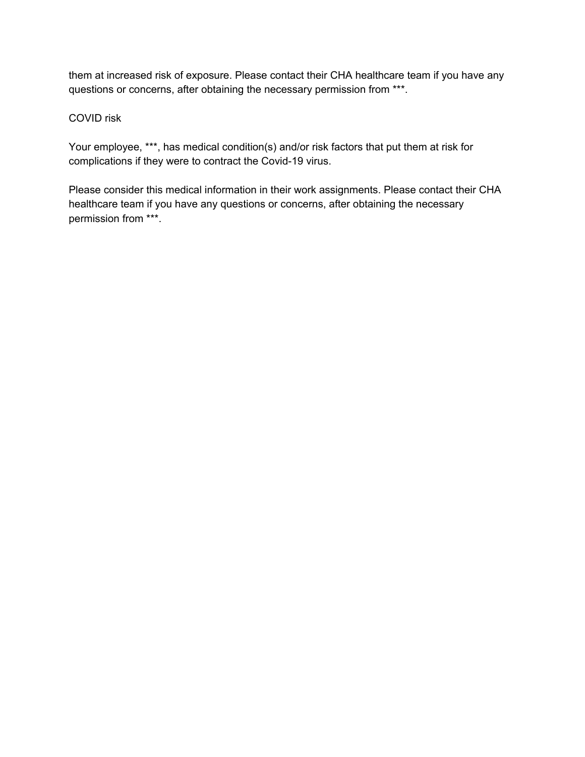them at increased risk of exposure. Please contact their CHA healthcare team if you have any questions or concerns, after obtaining the necessary permission from ***.

COVID risk

Your employee, ***, has medical condition(s) and/or risk factors that put them at risk for complications if they were to contract the Covid-19 virus.

Please consider this medical information in their work assignments. Please contact their CHA healthcare team if you have any questions or concerns, after obtaining the necessary permission from ***.